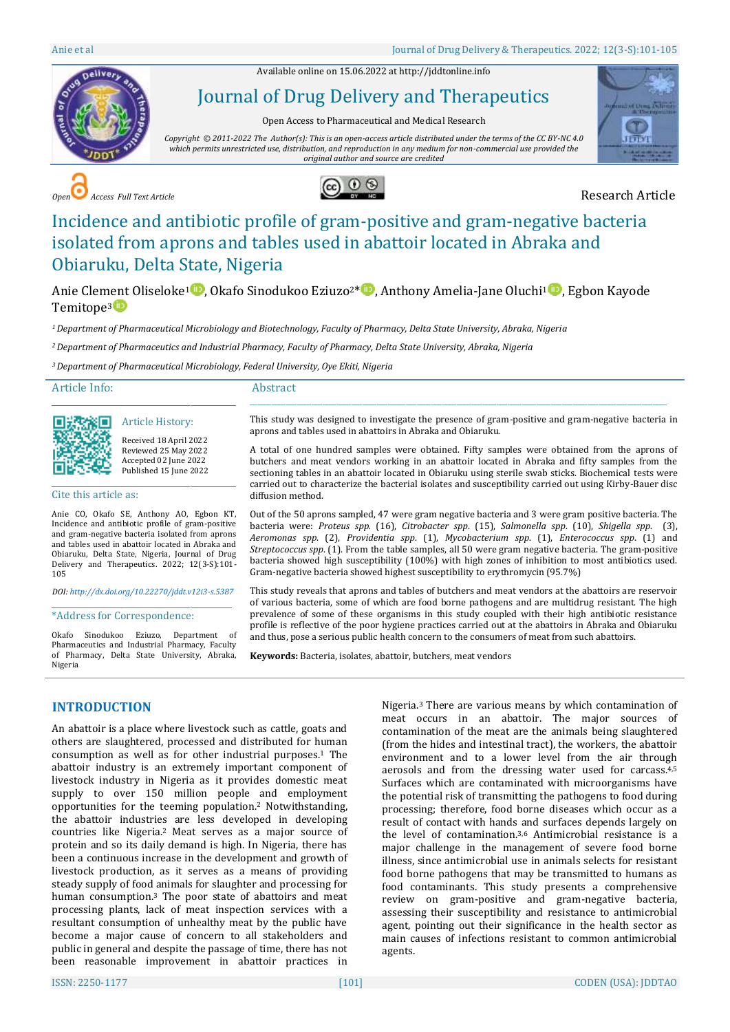Available online on 15.06.2022 at http://jddtonline.info

# Journal of Drug Delivery and Therapeutics

Open Access to Pharmaceutical and Medical Research

*Copyright © 2011-2022 The Author(s): This is an open-access article distributed under the terms of the CC BY-NC 4.0 which permits unrestricted use, distribution, and reproduction in any medium for non-commercial use provided the original author and source are credited*

*Open Access Full Text Article*

Research Article

# Incidence and antibiotic profile of gram-positive and gram-negative bacteria isolated from aprons and tables used in abattoir located in Abraka and Obiaruku, Delta State, Nigeria

Anie Clement Oliseloke[1], Okafo Sinodukoo Eziuzo[2]*, Anthony Amelia-Jane Oluchi[1], Egbon Kayode Temitope[3]

[1] Department of Pharmaceutical Microbiology and Biotechnology, Faculty of Pharmacy, Delta State University, Abraka, Nigeria

[2] Department of Pharmaceutics and Industrial Pharmacy, Faculty of Pharmacy, Delta State University, Abraka, Nigeria

[3] Department of Pharmaceutical Microbiology, Federal University, Oye Ekiti, Nigeria

## Article Info:

### Article History:

Received 18 April 2022
Reviewed 25 May 2022
Accepted 02 June 2022
Published 15 June 2022

### Cite this article as:

Anie CO, Okafo SE, Anthony AO, Egbon KT, Incidence and antibiotic profile of gram-positive and gram-negative bacteria isolated from aprons and tables used in abattoir located in Abraka and Obiaruku, Delta State, Nigeria, Journal of Drug Delivery and Therapeutics. 2022; 12(3-S):101-105

*DOI: http://dx.doi.org/10.22270/jddt.v12i3-s.5387*

### *Address for Correspondence:

Okafo Sinodukoo Eziuzo, Department of Pharmaceutics and Industrial Pharmacy, Faculty of Pharmacy, Delta State University, Abraka, Nigeria

## Abstract

This study was designed to investigate the presence of gram-positive and gram-negative bacteria in aprons and tables used in abattoirs in Abraka and Obiaruku.

A total of one hundred samples were obtained. Fifty samples were obtained from the aprons of butchers and meat vendors working in an abattoir located in Abraka and fifty samples from the sectioning tables in an abattoir located in Obiaruku using sterile swab sticks. Biochemical tests were carried out to characterize the bacterial isolates and susceptibility carried out using Kirby-Bauer disc diffusion method.

Out of the 50 aprons sampled, 47 were gram negative bacteria and 3 were gram positive bacteria. The bacteria were: *Proteus spp.* (16), *Citrobacter spp.* (15), *Salmonella spp.* (10), *Shigella spp.* (3), *Aeromonas spp.* (2), *Providentia spp.* (1), *Mycobacterium spp.* (1), *Enterococcus spp.* (1) and *Streptococcus spp.* (1). From the table samples, all 50 were gram negative bacteria. The gram-positive bacteria showed high susceptibility (100%) with high zones of inhibition to most antibiotics used. Gram-negative bacteria showed highest susceptibility to erythromycin (95.7%)

This study reveals that aprons and tables of butchers and meat vendors at the abattoirs are reservoir of various bacteria, some of which are food borne pathogens and are multidrug resistant. The high prevalence of some of these organisms in this study coupled with their high antibiotic resistance profile is reflective of the poor hygiene practices carried out at the abattoirs in Abraka and Obiaruku and thus, pose a serious public health concern to the consumers of meat from such abattoirs.

**Keywords:** Bacteria, isolates, abattoir, butchers, meat vendors

## INTRODUCTION

An abattoir is a place where livestock such as cattle, goats and others are slaughtered, processed and distributed for human consumption as well as for other industrial purposes.[1] The abattoir industry is an extremely important component of livestock industry in Nigeria as it provides domestic meat supply to over 150 million people and employment opportunities for the teeming population.[2] Notwithstanding, the abattoir industries are less developed in developing countries like Nigeria.[2] Meat serves as a major source of protein and so its daily demand is high. In Nigeria, there has been a continuous increase in the development and growth of livestock production, as it serves as a means of providing steady supply of food animals for slaughter and processing for human consumption.[3] The poor state of abattoirs and meat processing plants, lack of meat inspection services with a resultant consumption of unhealthy meat by the public have become a major cause of concern to all stakeholders and public in general and despite the passage of time, there has not been reasonable improvement in abattoir practices in Nigeria.[3] There are various means by which contamination of meat occurs in an abattoir. The major sources of contamination of the meat are the animals being slaughtered (from the hides and intestinal tract), the workers, the abattoir environment and to a lower level from the air through aerosols and from the dressing water used for carcass.[4,5] Surfaces which are contaminated with microorganisms have the potential risk of transmitting the pathogens to food during processing; therefore, food borne diseases which occur as a result of contact with hands and surfaces depends largely on the level of contamination.[3,6] Antimicrobial resistance is a major challenge in the management of severe food borne illness, since antimicrobial use in animals selects for resistant food borne pathogens that may be transmitted to humans as food contaminants. This study presents a comprehensive review on gram-positive and gram-negative bacteria, assessing their susceptibility and resistance to antimicrobial agent, pointing out their significance in the health sector as main causes of infections resistant to common antimicrobial agents.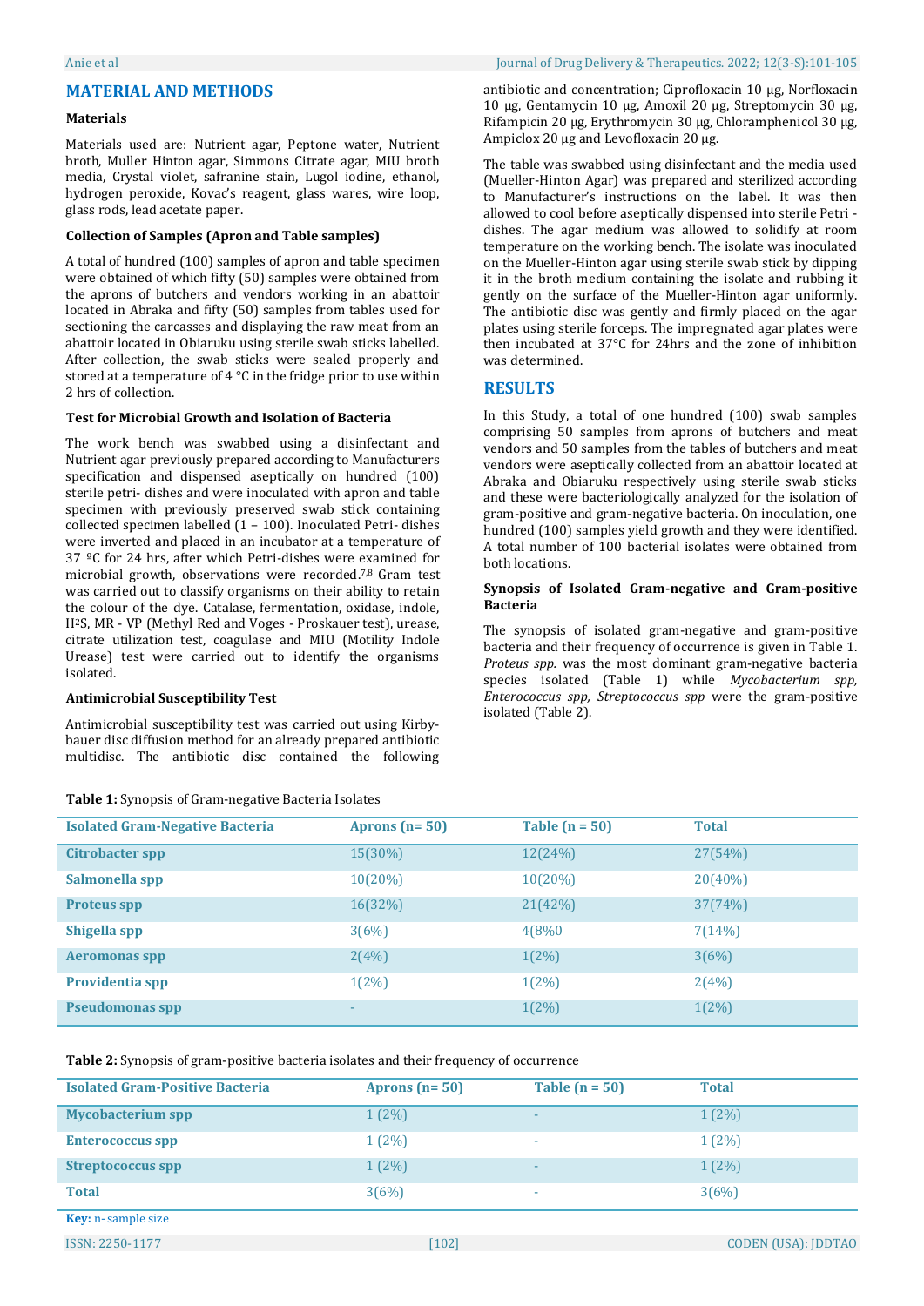## MATERIAL AND METHODS

### Materials

Materials used are: Nutrient agar, Peptone water, Nutrient broth, Muller Hinton agar, Simmons Citrate agar, MIU broth media, Crystal violet, safranine stain, Lugol iodine, ethanol, hydrogen peroxide, Kovac's reagent, glass wares, wire loop, glass rods, lead acetate paper.

### Collection of Samples (Apron and Table samples)

A total of hundred (100) samples of apron and table specimen were obtained of which fifty (50) samples were obtained from the aprons of butchers and vendors working in an abattoir located in Abraka and fifty (50) samples from tables used for sectioning the carcasses and displaying the raw meat from an abattoir located in Obiaruku using sterile swab sticks labelled. After collection, the swab sticks were sealed properly and stored at a temperature of 4 °C in the fridge prior to use within 2 hrs of collection.

### Test for Microbial Growth and Isolation of Bacteria

The work bench was swabbed using a disinfectant and Nutrient agar previously prepared according to Manufacturers specification and dispensed aseptically on hundred (100) sterile petri- dishes and were inoculated with apron and table specimen with previously preserved swab stick containing collected specimen labelled (1 – 100). Inoculated Petri- dishes were inverted and placed in an incubator at a temperature of 37 ºC for 24 hrs, after which Petri-dishes were examined for microbial growth, observations were recorded.[7,8] Gram test was carried out to classify organisms on their ability to retain the colour of the dye. Catalase, fermentation, oxidase, indole, $H^2S$, MR - VP (Methyl Red and Voges - Proskauer test), urease, citrate utilization test, coagulase and MIU (Motility Indole Urease) test were carried out to identify the organisms isolated.

### Antimicrobial Susceptibility Test

Antimicrobial susceptibility test was carried out using Kirby-bauer disc diffusion method for an already prepared antibiotic multidisc. The antibiotic disc contained the following antibiotic and concentration; Ciprofloxacin 10 µg, Norfloxacin 10 µg, Gentamycin 10 µg, Amoxil 20 µg, Streptomycin 30 µg, Rifampicin 20 µg, Erythromycin 30 µg, Chloramphenicol 30 µg, Ampiclox 20 µg and Levofloxacin 20 µg.

The table was swabbed using disinfectant and the media used (Mueller-Hinton Agar) was prepared and sterilized according to Manufacturer's instructions on the label. It was then allowed to cool before aseptically dispensed into sterile Petri - dishes. The agar medium was allowed to solidify at room temperature on the working bench. The isolate was inoculated on the Mueller-Hinton agar using sterile swab stick by dipping it in the broth medium containing the isolate and rubbing it gently on the surface of the Mueller-Hinton agar uniformly. The antibiotic disc was gently and firmly placed on the agar plates using sterile forceps. The impregnated agar plates were then incubated at 37°C for 24hrs and the zone of inhibition was determined.

## RESULTS

In this Study, a total of one hundred (100) swab samples comprising 50 samples from aprons of butchers and meat vendors and 50 samples from the tables of butchers and meat vendors were aseptically collected from an abattoir located at Abraka and Obiaruku respectively using sterile swab sticks and these were bacteriologically analyzed for the isolation of gram-positive and gram-negative bacteria. On inoculation, one hundred (100) samples yield growth and they were identified. A total number of 100 bacterial isolates were obtained from both locations.

### Synopsis of Isolated Gram-negative and Gram-positive Bacteria

The synopsis of isolated gram-negative and gram-positive bacteria and their frequency of occurrence is given in Table 1. *Proteus spp.* was the most dominant gram-negative bacteria species isolated (Table 1) while *Mycobacterium spp, Enterococcus spp, Streptococcus spp* were the gram-positive isolated (Table 2).

**Table 1:** Synopsis of Gram-negative Bacteria Isolates

| Isolated Gram-Negative Bacteria | Aprons (n= 50) | Table (n = 50) | Total |
|---|---|---|---|
| Citrobacter spp | 15(30%) | 12(24%) | 27(54%) |
| Salmonella spp | 10(20%) | 10(20%) | 20(40%) |
| Proteus spp | 16(32%) | 21(42%) | 37(74%) |
| Shigella spp | 3(6%) | 4(8%0 | 7(14%) |
| Aeromonas spp | 2(4%) | 1(2%) | 3(6%) |
| Providentia spp | 1(2%) | 1(2%) | 2(4%) |
| Pseudomonas spp | - | 1(2%) | 1(2%) |

**Table 2:** Synopsis of gram-positive bacteria isolates and their frequency of occurrence

| Isolated Gram-Positive Bacteria | Aprons (n= 50) | Table (n = 50) | Total |
|---|---|---|---|
| Mycobacterium spp | 1 (2%) | - | 1 (2%) |
| Enterococcus spp | 1 (2%) | - | 1 (2%) |
| Streptococcus spp | 1 (2%) | - | 1 (2%) |
| Total | 3(6%) | - | 3(6%) |

**Key:** n- sample size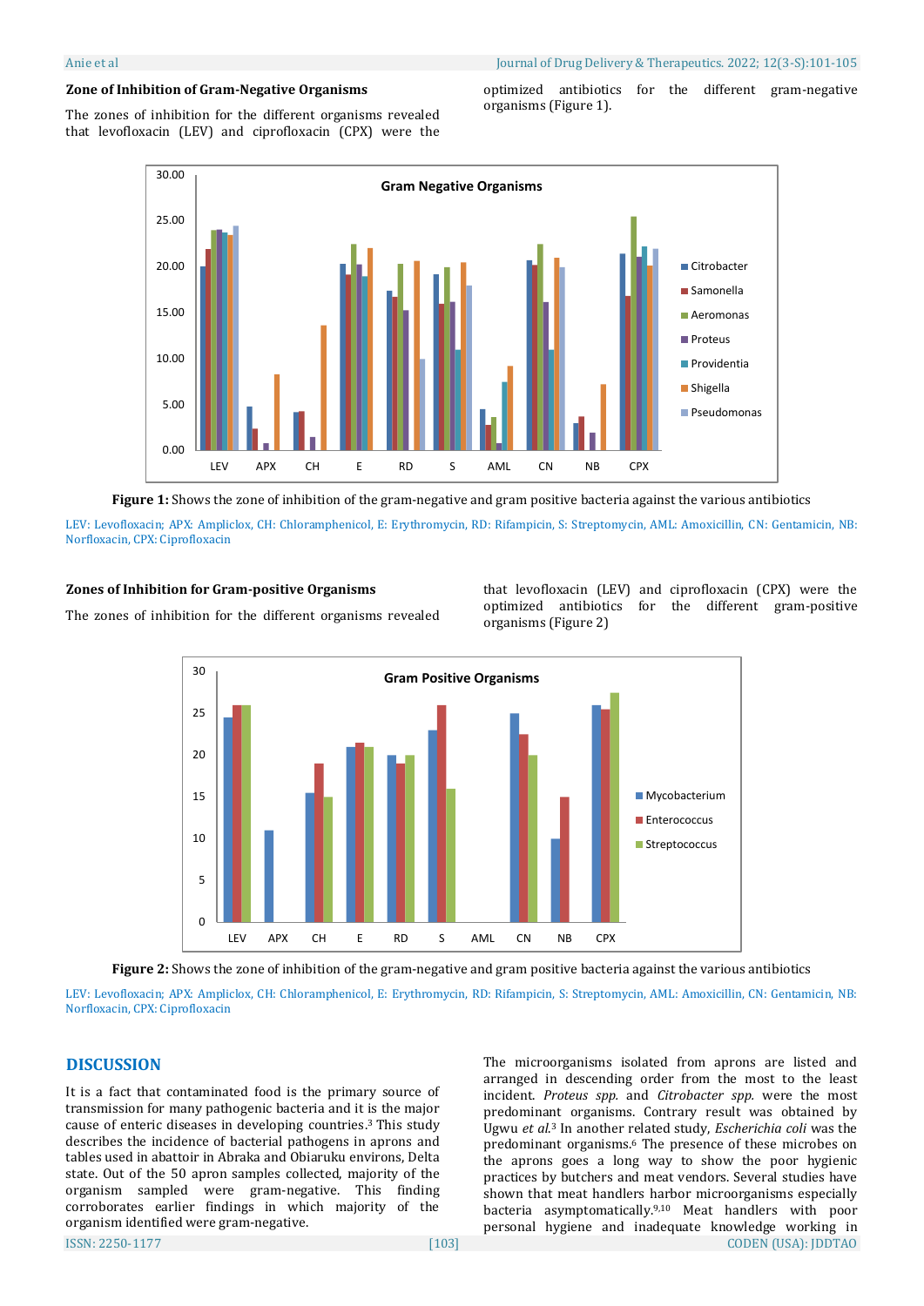### Zone of Inhibition of Gram-Negative Organisms

The zones of inhibition for the different organisms revealed that levofloxacin (LEV) and ciprofloxacin (CPX) were the optimized antibiotics for the different gram-negative organisms (Figure 1).

**Figure 1:** Shows the zone of inhibition of the gram-negative and gram positive bacteria against the various antibiotics

LEV: Levofloxacin; APX: Ampliclox, CH: Chloramphenicol, E: Erythromycin, RD: Rifampicin, S: Streptomycin, AML: Amoxicillin, CN: Gentamicin, NB: Norfloxacin, CPX: Ciprofloxacin

### Zones of Inhibition for Gram-positive Organisms

The zones of inhibition for the different organisms revealed that levofloxacin (LEV) and ciprofloxacin (CPX) were the optimized antibiotics for the different gram-positive organisms (Figure 2)

**Figure 2:** Shows the zone of inhibition of the gram-negative and gram positive bacteria against the various antibiotics

LEV: Levofloxacin; APX: Ampliclox, CH: Chloramphenicol, E: Erythromycin, RD: Rifampicin, S: Streptomycin, AML: Amoxicillin, CN: Gentamicin, NB: Norfloxacin, CPX: Ciprofloxacin

## DISCUSSION

It is a fact that contaminated food is the primary source of transmission for many pathogenic bacteria and it is the major cause of enteric diseases in developing countries.[3] This study describes the incidence of bacterial pathogens in aprons and tables used in abattoir in Abraka and Obiaruku environs, Delta state. Out of the 50 apron samples collected, majority of the organism sampled were gram-negative. This finding corroborates earlier findings in which majority of the organism identified were gram-negative.

The microorganisms isolated from aprons are listed and arranged in descending order from the most to the least incident. *Proteus spp.* and *Citrobacter spp.* were the most predominant organisms. Contrary result was obtained by Ugwu *et al.*[3] In another related study, *Escherichia coli* was the predominant organisms.[6] The presence of these microbes on the aprons goes a long way to show the poor hygienic practices by butchers and meat vendors. Several studies have shown that meat handlers harbor microorganisms especially bacteria asymptomatically.[9,10] Meat handlers with poor personal hygiene and inadequate knowledge working in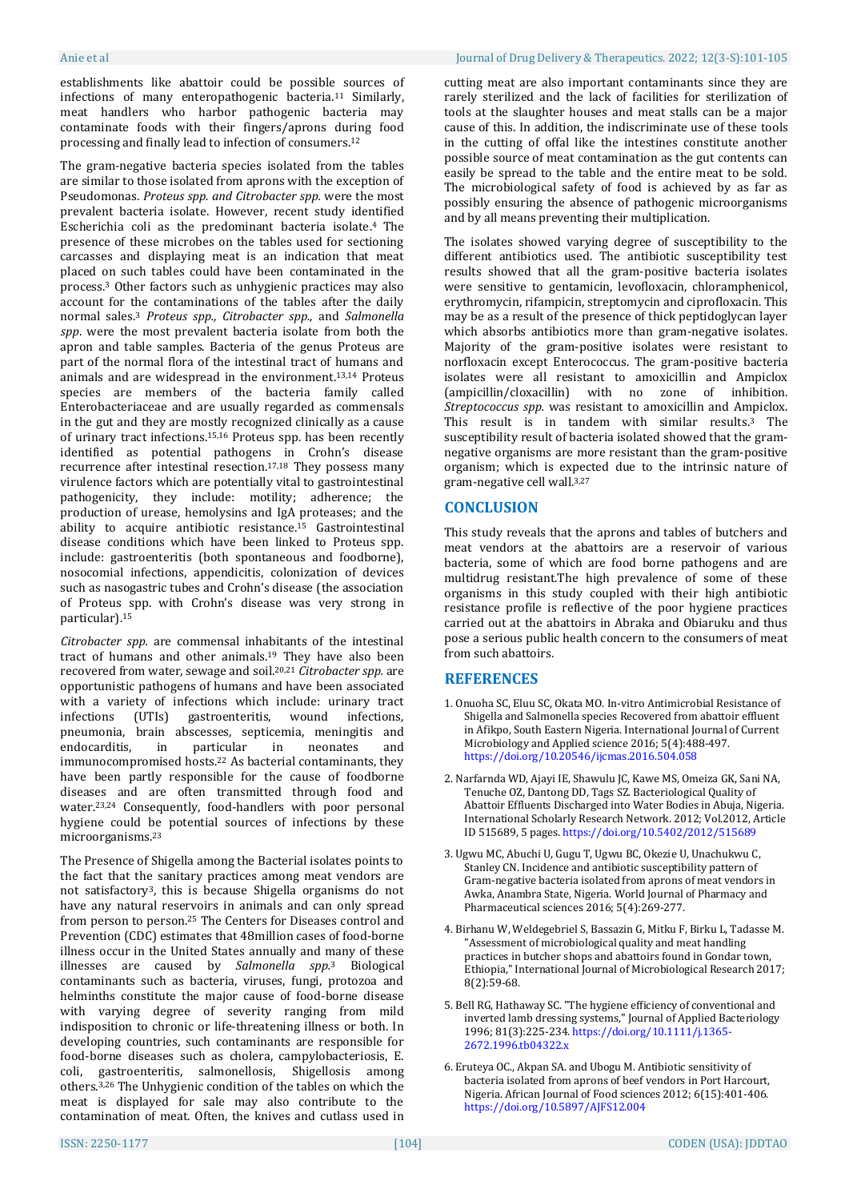establishments like abattoir could be possible sources of infections of many enteropathogenic bacteria.[11] Similarly, meat handlers who harbor pathogenic bacteria may contaminate foods with their fingers/aprons during food processing and finally lead to infection of consumers.[12]

The gram-negative bacteria species isolated from the tables are similar to those isolated from aprons with the exception of Pseudomonas. *Proteus spp. and Citrobacter spp.* were the most prevalent bacteria isolate. However, recent study identified Escherichia coli as the predominant bacteria isolate.[4] The presence of these microbes on the tables used for sectioning carcasses and displaying meat is an indication that meat placed on such tables could have been contaminated in the process.[3] Other factors such as unhygienic practices may also account for the contaminations of the tables after the daily normal sales.[3] *Proteus spp., Citrobacter spp.,* and *Salmonella spp.* were the most prevalent bacteria isolate from both the apron and table samples. Bacteria of the genus Proteus are part of the normal flora of the intestinal tract of humans and animals and are widespread in the environment.[13,14] Proteus species are members of the bacteria family called Enterobacteriaceae and are usually regarded as commensals in the gut and they are mostly recognized clinically as a cause of urinary tract infections.[15,16] Proteus spp. has been recently identified as potential pathogens in Crohn's disease recurrence after intestinal resection.[17,18] They possess many virulence factors which are potentially vital to gastrointestinal pathogenicity, they include: motility; adherence; the production of urease, hemolysins and IgA proteases; and the ability to acquire antibiotic resistance.[15] Gastrointestinal disease conditions which have been linked to Proteus spp. include: gastroenteritis (both spontaneous and foodborne), nosocomial infections, appendicitis, colonization of devices such as nasogastric tubes and Crohn's disease (the association of Proteus spp. with Crohn's disease was very strong in particular).[15]

*Citrobacter spp.* are commensal inhabitants of the intestinal tract of humans and other animals.[19] They have also been recovered from water, sewage and soil.[20,21] *Citrobacter spp.* are opportunistic pathogens of humans and have been associated with a variety of infections which include: urinary tract infections (UTIs) gastroenteritis, wound infections, pneumonia, brain abscesses, septicemia, meningitis and endocarditis, in particular in neonates and immunocompromised hosts.[22] As bacterial contaminants, they have been partly responsible for the cause of foodborne diseases and are often transmitted through food and water.[23,24] Consequently, food-handlers with poor personal hygiene could be potential sources of infections by these microorganisms.[23]

The Presence of Shigella among the Bacterial isolates points to the fact that the sanitary practices among meat vendors are not satisfactory[3], this is because Shigella organisms do not have any natural reservoirs in animals and can only spread from person to person.[25] The Centers for Diseases control and Prevention (CDC) estimates that 48million cases of food-borne illness occur in the United States annually and many of these illnesses are caused by *Salmonella spp.*[3] Biological contaminants such as bacteria, viruses, fungi, protozoa and helminths constitute the major cause of food-borne disease with varying degree of severity ranging from mild indisposition to chronic or life-threatening illness or both. In developing countries, such contaminants are responsible for food-borne diseases such as cholera, campylobacteriosis, E. coli, gastroenteritis, salmonellosis, Shigellosis among others.[3,26] The Unhygienic condition of the tables on which the meat is displayed for sale may also contribute to the contamination of meat. Often, the knives and cutlass used in cutting meat are also important contaminants since they are rarely sterilized and the lack of facilities for sterilization of tools at the slaughter houses and meat stalls can be a major cause of this. In addition, the indiscriminate use of these tools in the cutting of offal like the intestines constitute another possible source of meat contamination as the gut contents can easily be spread to the table and the entire meat to be sold. The microbiological safety of food is achieved by as far as possibly ensuring the absence of pathogenic microorganisms and by all means preventing their multiplication.

The isolates showed varying degree of susceptibility to the different antibiotics used. The antibiotic susceptibility test results showed that all the gram-positive bacteria isolates were sensitive to gentamicin, levofloxacin, chloramphenicol, erythromycin, rifampicin, streptomycin and ciprofloxacin. This may be as a result of the presence of thick peptidoglycan layer which absorbs antibiotics more than gram-negative isolates. Majority of the gram-positive isolates were resistant to norfloxacin except Enterococcus. The gram-positive bacteria isolates were all resistant to amoxicillin and Ampiclox (ampicillin/cloxacillin) with no zone of inhibition. *Streptococcus spp.* was resistant to amoxicillin and Ampiclox. This result is in tandem with similar results.[3] The susceptibility result of bacteria isolated showed that the gram-negative organisms are more resistant than the gram-positive organism; which is expected due to the intrinsic nature of gram-negative cell wall.[3,27]

## CONCLUSION

This study reveals that the aprons and tables of butchers and meat vendors at the abattoirs are a reservoir of various bacteria, some of which are food borne pathogens and are multidrug resistant.The high prevalence of some of these organisms in this study coupled with their high antibiotic resistance profile is reflective of the poor hygiene practices carried out at the abattoirs in Abraka and Obiaruku and thus pose a serious public health concern to the consumers of meat from such abattoirs.

## REFERENCES

1. Onuoha SC, Eluu SC, Okata MO. In-vitro Antimicrobial Resistance of Shigella and Salmonella species Recovered from abattoir effluent in Afikpo, South Eastern Nigeria. International Journal of Current Microbiology and Applied science 2016; 5(4):488-497. https://doi.org/10.20546/ijcmas.2016.504.058

2. Narfarnda WD, Ajayi IE, Shawulu JC, Kawe MS, Omeiza GK, Sani NA, Tenuche OZ, Dantong DD, Tags SZ. Bacteriological Quality of Abattoir Effluents Discharged into Water Bodies in Abuja, Nigeria. International Scholarly Research Network. 2012; Vol.2012, Article ID 515689, 5 pages. https://doi.org/10.5402/2012/515689

3. Ugwu MC, Abuchi U, Gugu T, Ugwu BC, Okezie U, Unachukwu C, Stanley CN. Incidence and antibiotic susceptibility pattern of Gram-negative bacteria isolated from aprons of meat vendors in Awka, Anambra State, Nigeria. World Journal of Pharmacy and Pharmaceutical sciences 2016; 5(4):269-277.

4. Birhanu W, Weldegebriel S, Bassazin G, Mitku F, Birku L, Tadasse M. "Assessment of microbiological quality and meat handling practices in butcher shops and abattoirs found in Gondar town, Ethiopia," International Journal of Microbiological Research 2017; 8(2):59-68.

5. Bell RG, Hathaway SC. "The hygiene efficiency of conventional and inverted lamb dressing systems," Journal of Applied Bacteriology 1996; 81(3):225-234. https://doi.org/10.1111/j.1365-2672.1996.tb04322.x

6. Eruteya OC., Akpan SA. and Ubogu M. Antibiotic sensitivity of bacteria isolated from aprons of beef vendors in Port Harcourt, Nigeria. African Journal of Food sciences 2012; 6(15):401-406. https://doi.org/10.5897/AJFS12.004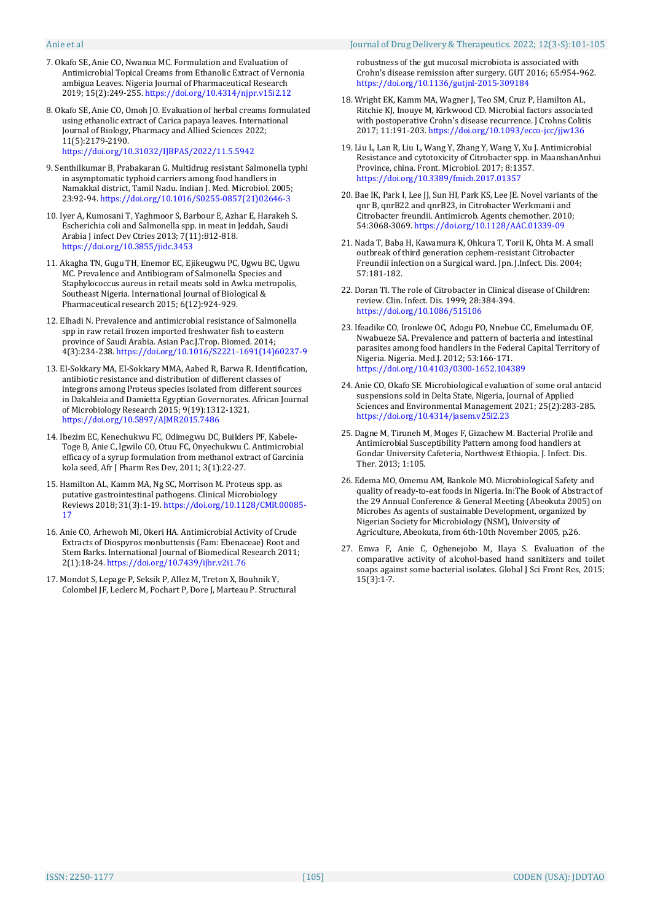7. Okafo SE, Anie CO, Nwanua MC. Formulation and Evaluation of Antimicrobial Topical Creams from Ethanolic Extract of Vernonia ambigua Leaves. Nigeria Journal of Pharmaceutical Research 2019; 15(2):249-255. https://doi.org/10.4314/njpr.v15i2.12

8. Okafo SE, Anie CO, Omoh JO. Evaluation of herbal creams formulated using ethanolic extract of Carica papaya leaves. International Journal of Biology, Pharmacy and Allied Sciences 2022; 11(5):2179-2190. https://doi.org/10.31032/IJBPAS/2022/11.5.5942

9. Senthilkumar B, Prabakaran G. Multidrug resistant Salmonella typhi in asymptomatic typhoid carriers among food handlers in Namakkal district, Tamil Nadu. Indian J. Med. Microbiol. 2005; 23:92-94. https://doi.org/10.1016/S0255-0857(21)02646-3

10. Iyer A, Kumosani T, Yaghmoor S, Barbour E, Azhar E, Harakeh S. Escherichia coli and Salmonella spp. in meat in Jeddah, Saudi Arabia J infect Dev Ctries 2013; 7(11):812-818. https://doi.org/10.3855/jidc.3453

11. Akagha TN, Gugu TH, Enemor EC, Ejikeugwu PC, Ugwu BC, Ugwu MC. Prevalence and Antibiogram of Salmonella Species and Staphylococcus aureus in retail meats sold in Awka metropolis, Southeast Nigeria. International Journal of Biological & Pharmaceutical research 2015; 6(12):924-929.

12. Elhadi N. Prevalence and antimicrobial resistance of Salmonella spp in raw retail frozen imported freshwater fish to eastern province of Saudi Arabia. Asian Pac.J.Trop. Biomed. 2014; 4(3):234-238. https://doi.org/10.1016/S2221-1691(14)60237-9

13. El-Sokkary MA, El-Sokkary MMA, Aabed R, Barwa R. Identification, antibiotic resistance and distribution of different classes of integrons among Proteus species isolated from different sources in Dakahleia and Damietta Egyptian Governorates. African Journal of Microbiology Research 2015; 9(19):1312-1321. https://doi.org/10.5897/AJMR2015.7486

14. Ibezim EC, Kenechukwu FC, Odimegwu DC, Builders PF, Kabele-Toge B, Anie C, Igwilo CO, Otuu FC, Onyechukwu C. Antimicrobial efficacy of a syrup formulation from methanol extract of Garcinia kola seed, Afr J Pharm Res Dev, 2011; 3(1):22-27.

15. Hamilton AL, Kamm MA, Ng SC, Morrison M. Proteus spp. as putative gastrointestinal pathogens. Clinical Microbiology Reviews 2018; 31(3):1-19. https://doi.org/10.1128/CMR.00085-17

16. Anie CO, Arhewoh MI, Okeri HA. Antimicrobial Activity of Crude Extracts of Diospyros monbuttensis (Fam: Ebenaceae) Root and Stem Barks. International Journal of Biomedical Research 2011; 2(1):18-24. https://doi.org/10.7439/ijbr.v2i1.76

17. Mondot S, Lepage P, Seksik P, Allez M, Treton X, Bouhnik Y, Colombel JF, Leclerc M, Pochart P, Dore J, Marteau P. Structural robustness of the gut mucosal microbiota is associated with Crohn's disease remission after surgery. GUT 2016; 65:954-962. https://doi.org/10.1136/gutjnl-2015-309184

18. Wright EK, Kamm MA, Wagner J, Teo SM, Cruz P, Hamilton AL, Ritchie KJ, Inouye M, Kirkwood CD. Microbial factors associated with postoperative Crohn's disease recurrence. J Crohns Colitis 2017; 11:191-203. https://doi.org/10.1093/ecco-jcc/jjw136

19. Liu L, Lan R, Liu L, Wang Y, Zhang Y, Wang Y, Xu J. Antimicrobial Resistance and cytotoxicity of Citrobacter spp. in MaanshanAnhui Province, china. Front. Microbiol. 2017; 8:1357. https://doi.org/10.3389/fmicb.2017.01357

20. Bae IK, Park I, Lee JJ, Sun HI, Park KS, Lee JE. Novel variants of the qnr B, qnrB22 and qnrB23, in Citrobacter Werkmanii and Citrobacter freundii. Antimicrob. Agents chemother. 2010; 54:3068-3069. https://doi.org/10.1128/AAC.01339-09

21. Nada T, Baba H, Kawamura K, Ohkura T, Torii K, Ohta M. A small outbreak of third generation cephem-resistant Citrobacter Freundii infection on a Surgical ward. Jpn. J.Infect. Dis. 2004; 57:181-182.

22. Doran TI. The role of Citrobacter in Clinical disease of Children: review. Clin. Infect. Dis. 1999; 28:384-394. https://doi.org/10.1086/515106

23. Ifeadike CO, Ironkwe OC, Adogu PO, Nnebue CC, Emelumadu OF, Nwabueze SA. Prevalence and pattern of bacteria and intestinal parasites among food handlers in the Federal Capital Territory of Nigeria. Nigeria. Med.J. 2012; 53:166-171. https://doi.org/10.4103/0300-1652.104389

24. Anie CO, Okafo SE. Microbiological evaluation of some oral antacid suspensions sold in Delta State, Nigeria, Journal of Applied Sciences and Environmental Management 2021; 25(2):283-285. https://doi.org/10.4314/jasem.v25i2.23

25. Dagne M, Tiruneh M, Moges F, Gizachew M. Bacterial Profile and Antimicrobial Susceptibility Pattern among food handlers at Gondar University Cafeteria, Northwest Ethiopia. J. Infect. Dis. Ther. 2013; 1:105.

26. Edema MO, Omemu AM, Bankole MO. Microbiological Safety and quality of ready-to-eat foods in Nigeria. In:The Book of Abstract of the 29 Annual Conference & General Meeting (Abeokuta 2005) on Microbes As agents of sustainable Development, organized by Nigerian Society for Microbiology (NSM), University of Agriculture, Abeokuta, from 6th-10th November 2005, p.26.

27. Enwa F, Anie C, Oghenejobo M, Ilaya S. Evaluation of the comparative activity of alcohol-based hand sanitizers and toilet soaps against some bacterial isolates. Global J Sci Front Res, 2015; 15(3):1-7.